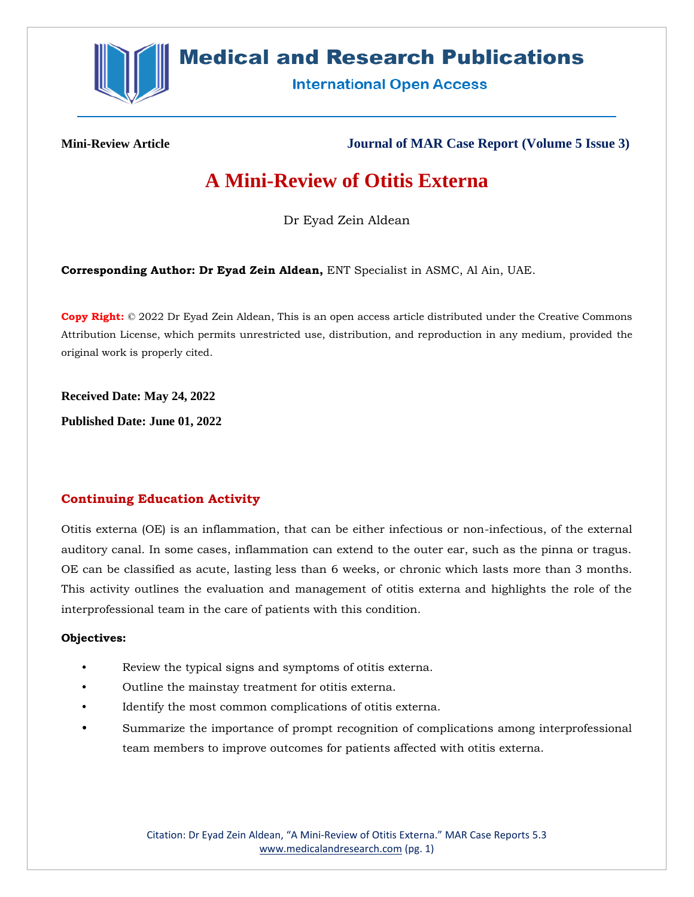**Mini-Review Article**

**Journal of MAR Case Report (Volume 5 Issue 3)**

# A Mini-Review of Otitis Externa

Dr Eyad Zein Aldean

**Corresponding Author: Dr Eyad Zein Aldean,** ENT Specialist in ASMC, Al Ain, UAE.

**Copy Right:** © 2022 Dr Eyad Zein Aldean, This is an open access article distributed under the Creative Commons Attribution License, which permits unrestricted use, distribution, and reproduction in any medium, provided the original work is properly cited.

**Received Date: May 24, 2022**

**Published Date: June 01, 2022**

## Continuing Education Activity

Otitis externa (OE) is an inflammation, that can be either infectious or non-infectious, of the external auditory canal. In some cases, inflammation can extend to the outer ear, such as the pinna or tragus. OE can be classified as acute, lasting less than 6 weeks, or chronic which lasts more than 3 months. This activity outlines the evaluation and management of otitis externa and highlights the role of the interprofessional team in the care of patients with this condition.

**Objectives:**

- Review the typical signs and symptoms of otitis externa.
- Outline the mainstay treatment for otitis externa.
- Identify the most common complications of otitis externa.
- Summarize the importance of prompt recognition of complications among interprofessional team members to improve outcomes for patients affected with otitis externa.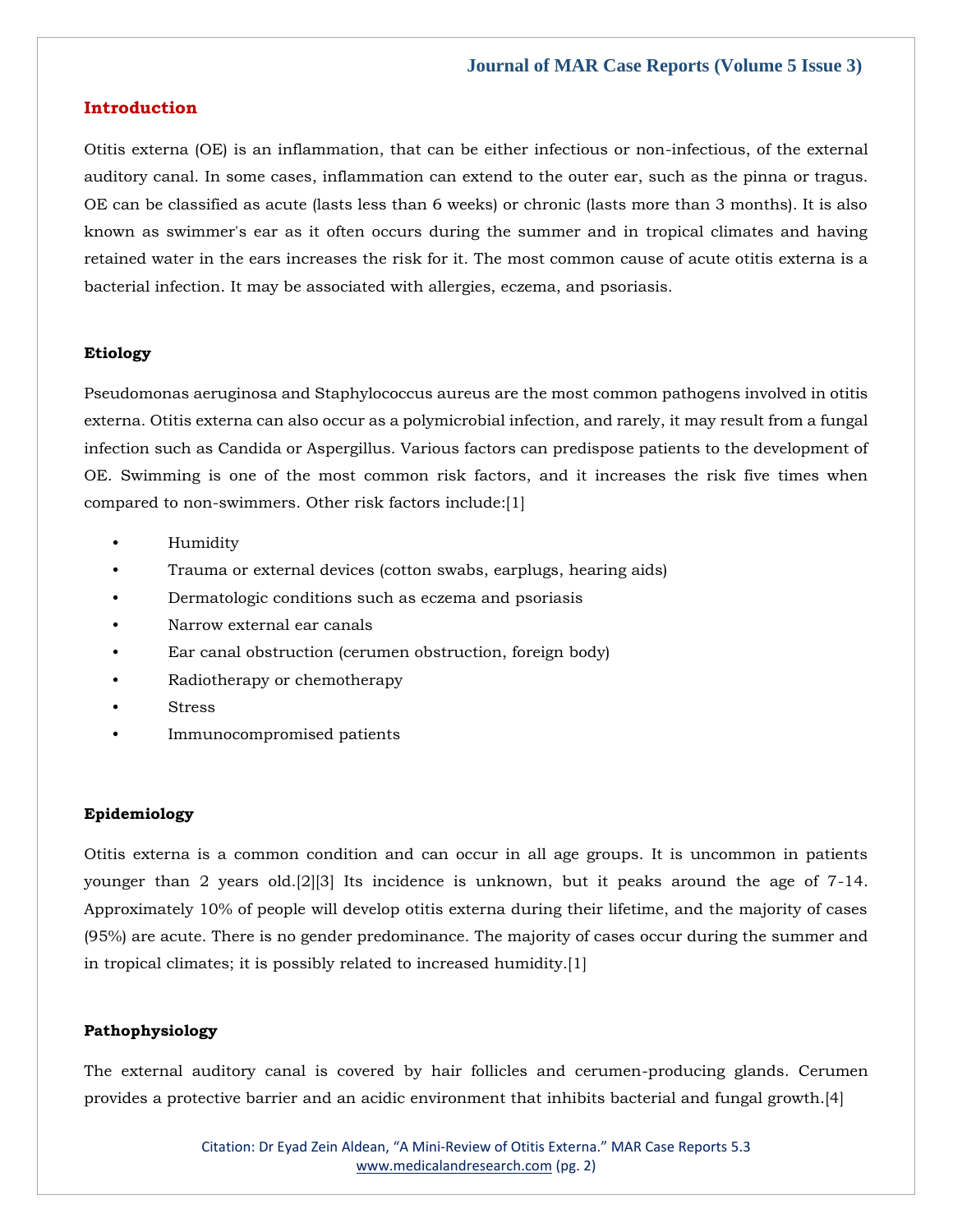## Introduction

Otitis externa (OE) is an inflammation, that can be either infectious or non-infectious, of the external auditory canal. In some cases, inflammation can extend to the outer ear, such as the pinna or tragus. OE can be classified as acute (lasts less than 6 weeks) or chronic (lasts more than 3 months). It is also known as swimmer's ear as it often occurs during the summer and in tropical climates and having retained water in the ears increases the risk for it. The most common cause of acute otitis externa is a bacterial infection. It may be associated with allergies, eczema, and psoriasis.

### Etiology

Pseudomonas aeruginosa and Staphylococcus aureus are the most common pathogens involved in otitis externa. Otitis externa can also occur as a polymicrobial infection, and rarely, it may result from a fungal infection such as Candida or Aspergillus. Various factors can predispose patients to the development of OE. Swimming is one of the most common risk factors, and it increases the risk five times when compared to non-swimmers. Other risk factors include:[1]

- Humidity
- Trauma or external devices (cotton swabs, earplugs, hearing aids)
- Dermatologic conditions such as eczema and psoriasis
- Narrow external ear canals
- Ear canal obstruction (cerumen obstruction, foreign body)
- Radiotherapy or chemotherapy
- Stress
- Immunocompromised patients

### Epidemiology

Otitis externa is a common condition and can occur in all age groups. It is uncommon in patients younger than 2 years old.[2][3] Its incidence is unknown, but it peaks around the age of 7-14. Approximately 10% of people will develop otitis externa during their lifetime, and the majority of cases (95%) are acute. There is no gender predominance. The majority of cases occur during the summer and in tropical climates; it is possibly related to increased humidity.[1]

### Pathophysiology

The external auditory canal is covered by hair follicles and cerumen-producing glands. Cerumen provides a protective barrier and an acidic environment that inhibits bacterial and fungal growth.[4]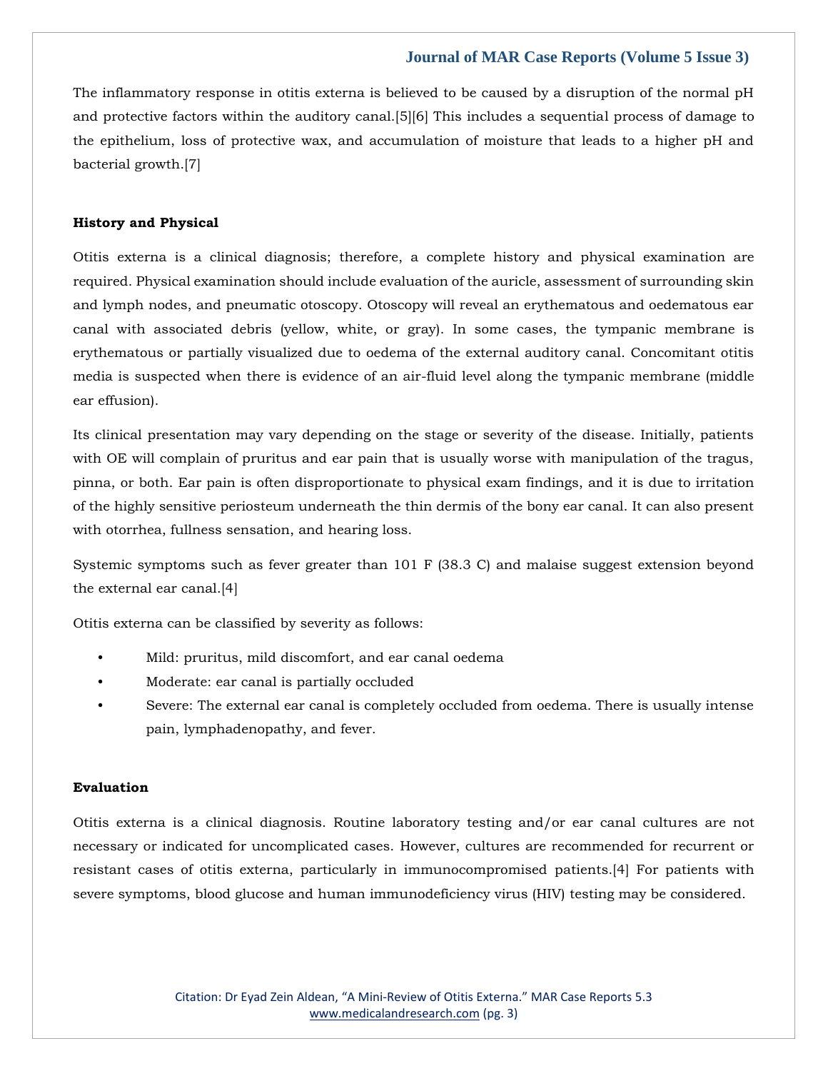The inflammatory response in otitis externa is believed to be caused by a disruption of the normal pH and protective factors within the auditory canal.[5][6] This includes a sequential process of damage to the epithelium, loss of protective wax, and accumulation of moisture that leads to a higher pH and bacterial growth.[7]

### History and Physical

Otitis externa is a clinical diagnosis; therefore, a complete history and physical examination are required. Physical examination should include evaluation of the auricle, assessment of surrounding skin and lymph nodes, and pneumatic otoscopy. Otoscopy will reveal an erythematous and oedematous ear canal with associated debris (yellow, white, or gray). In some cases, the tympanic membrane is erythematous or partially visualized due to oedema of the external auditory canal. Concomitant otitis media is suspected when there is evidence of an air-fluid level along the tympanic membrane (middle ear effusion).

Its clinical presentation may vary depending on the stage or severity of the disease. Initially, patients with OE will complain of pruritus and ear pain that is usually worse with manipulation of the tragus, pinna, or both. Ear pain is often disproportionate to physical exam findings, and it is due to irritation of the highly sensitive periosteum underneath the thin dermis of the bony ear canal. It can also present with otorrhea, fullness sensation, and hearing loss.

Systemic symptoms such as fever greater than 101 F (38.3 C) and malaise suggest extension beyond the external ear canal.[4]

Otitis externa can be classified by severity as follows:

- Mild: pruritus, mild discomfort, and ear canal oedema
- Moderate: ear canal is partially occluded
- Severe: The external ear canal is completely occluded from oedema. There is usually intense pain, lymphadenopathy, and fever.

### Evaluation

Otitis externa is a clinical diagnosis. Routine laboratory testing and/or ear canal cultures are not necessary or indicated for uncomplicated cases. However, cultures are recommended for recurrent or resistant cases of otitis externa, particularly in immunocompromised patients.[4] For patients with severe symptoms, blood glucose and human immunodeficiency virus (HIV) testing may be considered.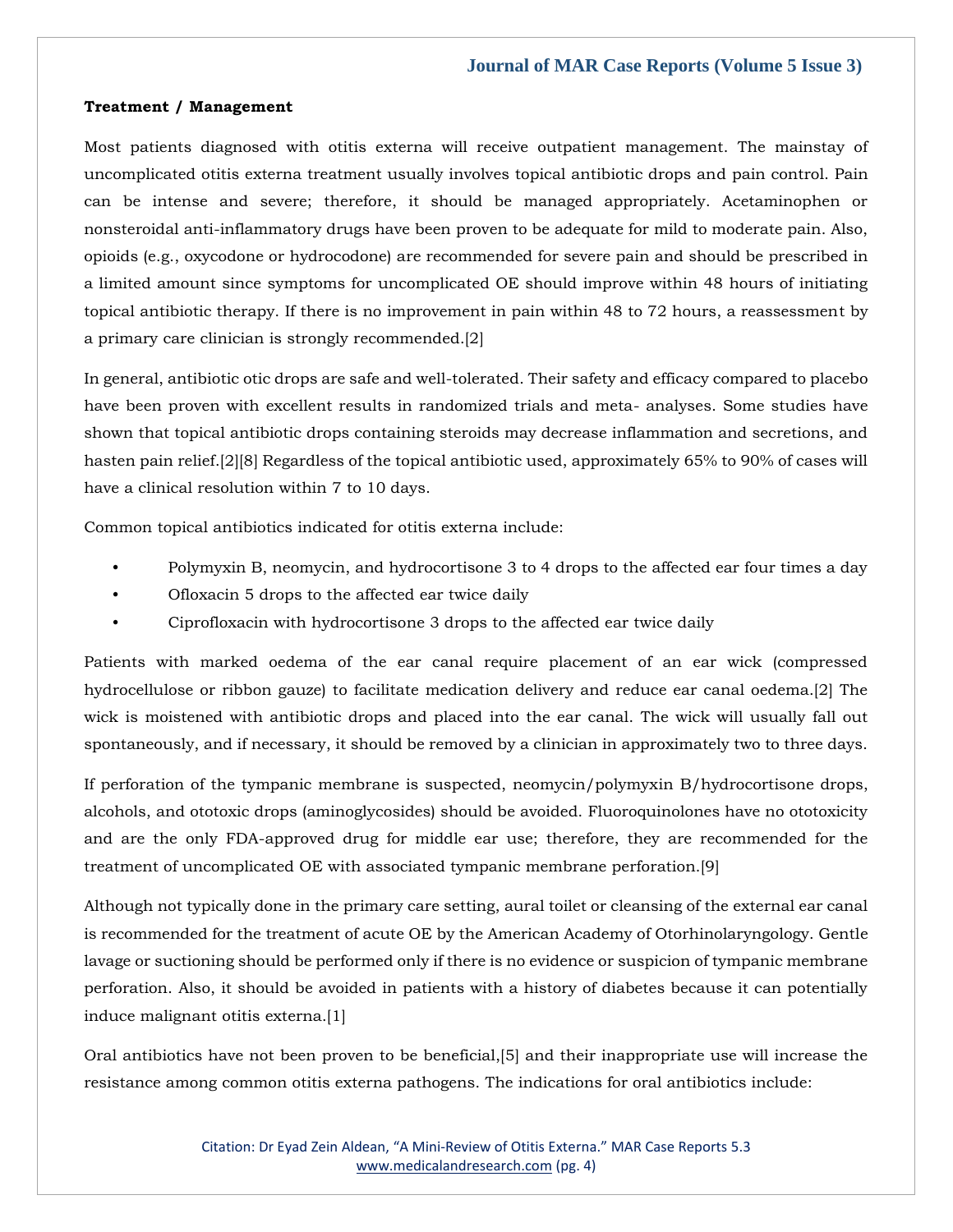**Treatment / Management**

Most patients diagnosed with otitis externa will receive outpatient management. The mainstay of uncomplicated otitis externa treatment usually involves topical antibiotic drops and pain control. Pain can be intense and severe; therefore, it should be managed appropriately. Acetaminophen or nonsteroidal anti-inflammatory drugs have been proven to be adequate for mild to moderate pain. Also, opioids (e.g., oxycodone or hydrocodone) are recommended for severe pain and should be prescribed in a limited amount since symptoms for uncomplicated OE should improve within 48 hours of initiating topical antibiotic therapy. If there is no improvement in pain within 48 to 72 hours, a reassessment by a primary care clinician is strongly recommended.[2]

In general, antibiotic otic drops are safe and well-tolerated. Their safety and efficacy compared to placebo have been proven with excellent results in randomized trials and meta- analyses. Some studies have shown that topical antibiotic drops containing steroids may decrease inflammation and secretions, and hasten pain relief.[2][8] Regardless of the topical antibiotic used, approximately 65% to 90% of cases will have a clinical resolution within 7 to 10 days.

Common topical antibiotics indicated for otitis externa include:

- Polymyxin B, neomycin, and hydrocortisone 3 to 4 drops to the affected ear four times a day
- Ofloxacin 5 drops to the affected ear twice daily
- Ciprofloxacin with hydrocortisone 3 drops to the affected ear twice daily

Patients with marked oedema of the ear canal require placement of an ear wick (compressed hydrocellulose or ribbon gauze) to facilitate medication delivery and reduce ear canal oedema.[2] The wick is moistened with antibiotic drops and placed into the ear canal. The wick will usually fall out spontaneously, and if necessary, it should be removed by a clinician in approximately two to three days.

If perforation of the tympanic membrane is suspected, neomycin/polymyxin B/hydrocortisone drops, alcohols, and ototoxic drops (aminoglycosides) should be avoided. Fluoroquinolones have no ototoxicity and are the only FDA-approved drug for middle ear use; therefore, they are recommended for the treatment of uncomplicated OE with associated tympanic membrane perforation.[9]

Although not typically done in the primary care setting, aural toilet or cleansing of the external ear canal is recommended for the treatment of acute OE by the American Academy of Otorhinolaryngology. Gentle lavage or suctioning should be performed only if there is no evidence or suspicion of tympanic membrane perforation. Also, it should be avoided in patients with a history of diabetes because it can potentially induce malignant otitis externa.[1]

Oral antibiotics have not been proven to be beneficial,[5] and their inappropriate use will increase the resistance among common otitis externa pathogens. The indications for oral antibiotics include: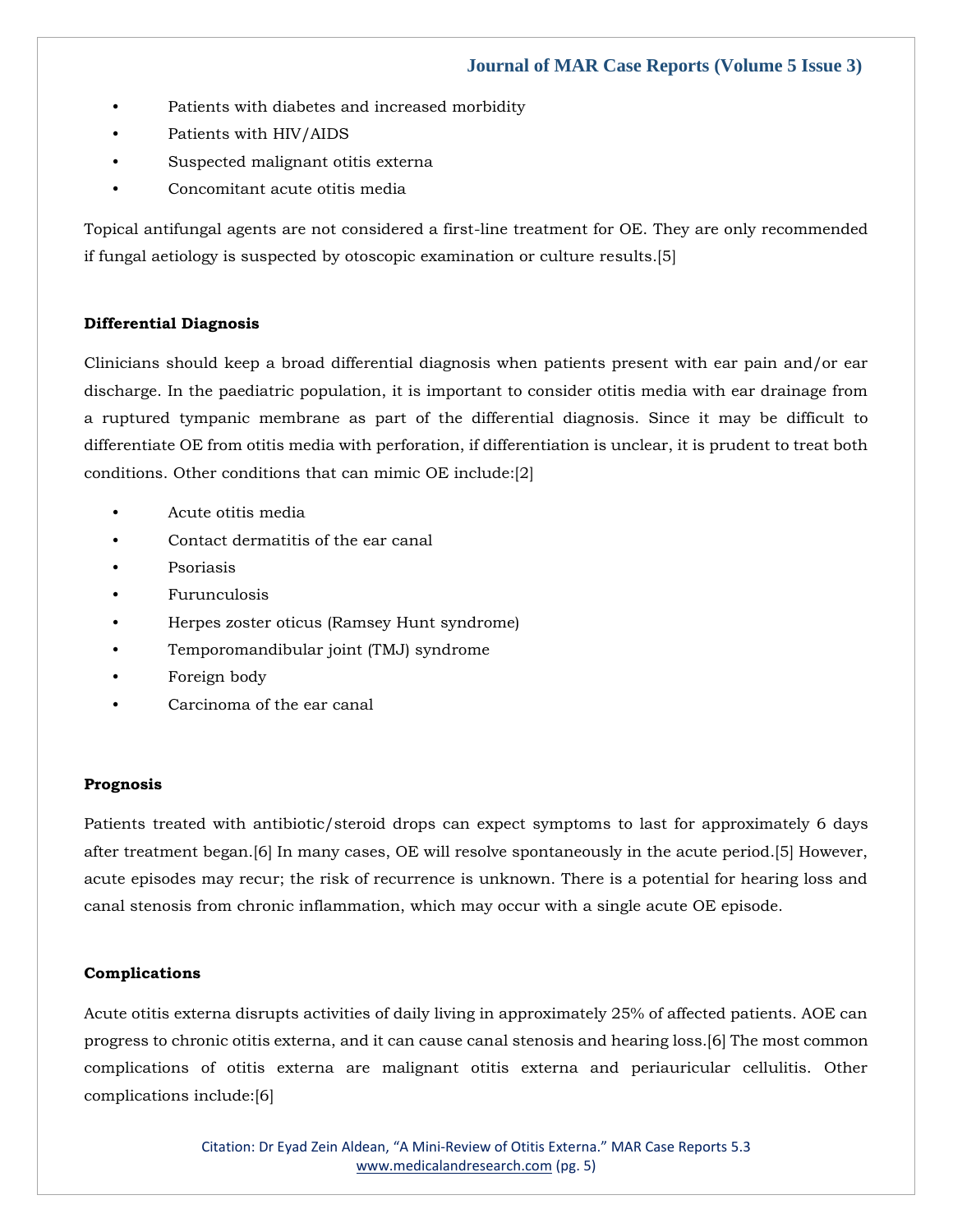- Patients with diabetes and increased morbidity
- Patients with HIV/AIDS
- Suspected malignant otitis externa
- Concomitant acute otitis media

Topical antifungal agents are not considered a first-line treatment for OE. They are only recommended if fungal aetiology is suspected by otoscopic examination or culture results.[5]

**Differential Diagnosis**

Clinicians should keep a broad differential diagnosis when patients present with ear pain and/or ear discharge. In the paediatric population, it is important to consider otitis media with ear drainage from a ruptured tympanic membrane as part of the differential diagnosis. Since it may be difficult to differentiate OE from otitis media with perforation, if differentiation is unclear, it is prudent to treat both conditions. Other conditions that can mimic OE include:[2]

- Acute otitis media
- Contact dermatitis of the ear canal
- Psoriasis
- Furunculosis
- Herpes zoster oticus (Ramsey Hunt syndrome)
- Temporomandibular joint (TMJ) syndrome
- Foreign body
- Carcinoma of the ear canal

**Prognosis**

Patients treated with antibiotic/steroid drops can expect symptoms to last for approximately 6 days after treatment began.[6] In many cases, OE will resolve spontaneously in the acute period.[5] However, acute episodes may recur; the risk of recurrence is unknown. There is a potential for hearing loss and canal stenosis from chronic inflammation, which may occur with a single acute OE episode.

**Complications**

Acute otitis externa disrupts activities of daily living in approximately 25% of affected patients. AOE can progress to chronic otitis externa, and it can cause canal stenosis and hearing loss.[6] The most common complications of otitis externa are malignant otitis externa and periauricular cellulitis. Other complications include:[6]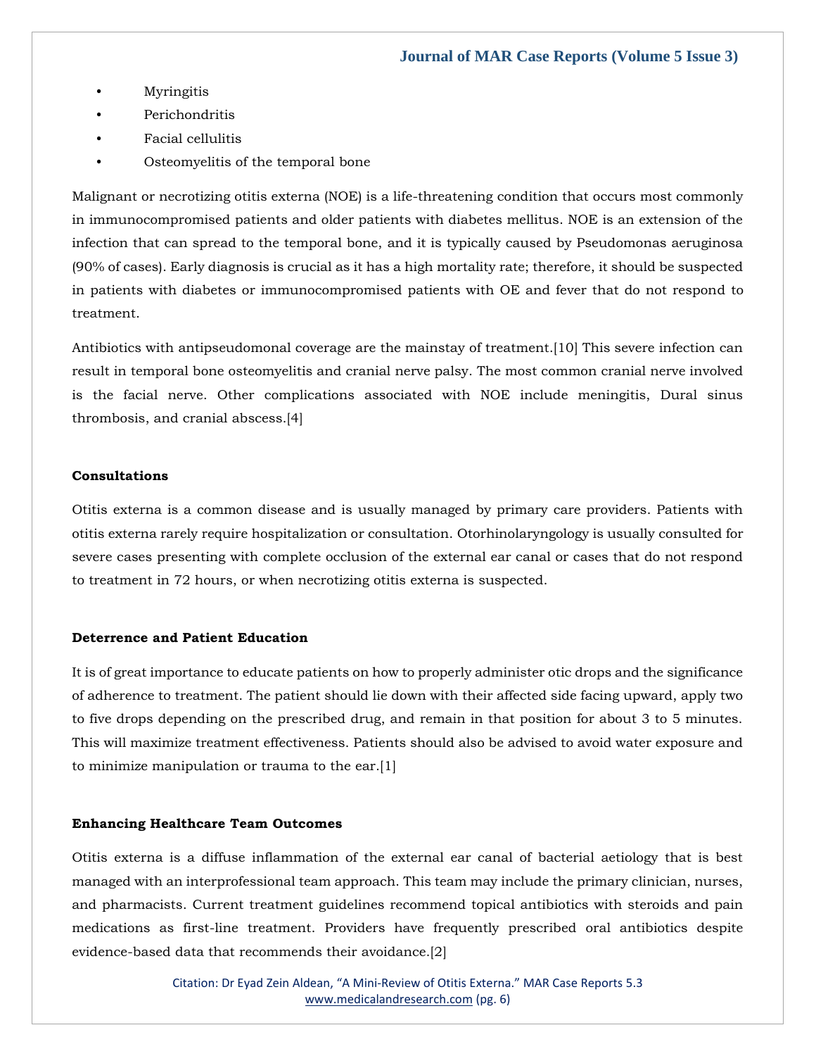- Myringitis
- Perichondritis
- Facial cellulitis
- Osteomyelitis of the temporal bone

Malignant or necrotizing otitis externa (NOE) is a life-threatening condition that occurs most commonly in immunocompromised patients and older patients with diabetes mellitus. NOE is an extension of the infection that can spread to the temporal bone, and it is typically caused by Pseudomonas aeruginosa (90% of cases). Early diagnosis is crucial as it has a high mortality rate; therefore, it should be suspected in patients with diabetes or immunocompromised patients with OE and fever that do not respond to treatment.

Antibiotics with antipseudomonal coverage are the mainstay of treatment.[10] This severe infection can result in temporal bone osteomyelitis and cranial nerve palsy. The most common cranial nerve involved is the facial nerve. Other complications associated with NOE include meningitis, Dural sinus thrombosis, and cranial abscess.[4]

**Consultations**

Otitis externa is a common disease and is usually managed by primary care providers. Patients with otitis externa rarely require hospitalization or consultation. Otorhinolaryngology is usually consulted for severe cases presenting with complete occlusion of the external ear canal or cases that do not respond to treatment in 72 hours, or when necrotizing otitis externa is suspected.

**Deterrence and Patient Education**

It is of great importance to educate patients on how to properly administer otic drops and the significance of adherence to treatment. The patient should lie down with their affected side facing upward, apply two to five drops depending on the prescribed drug, and remain in that position for about 3 to 5 minutes. This will maximize treatment effectiveness. Patients should also be advised to avoid water exposure and to minimize manipulation or trauma to the ear.[1]

**Enhancing Healthcare Team Outcomes**

Otitis externa is a diffuse inflammation of the external ear canal of bacterial aetiology that is best managed with an interprofessional team approach. This team may include the primary clinician, nurses, and pharmacists. Current treatment guidelines recommend topical antibiotics with steroids and pain medications as first-line treatment. Providers have frequently prescribed oral antibiotics despite evidence-based data that recommends their avoidance.[2]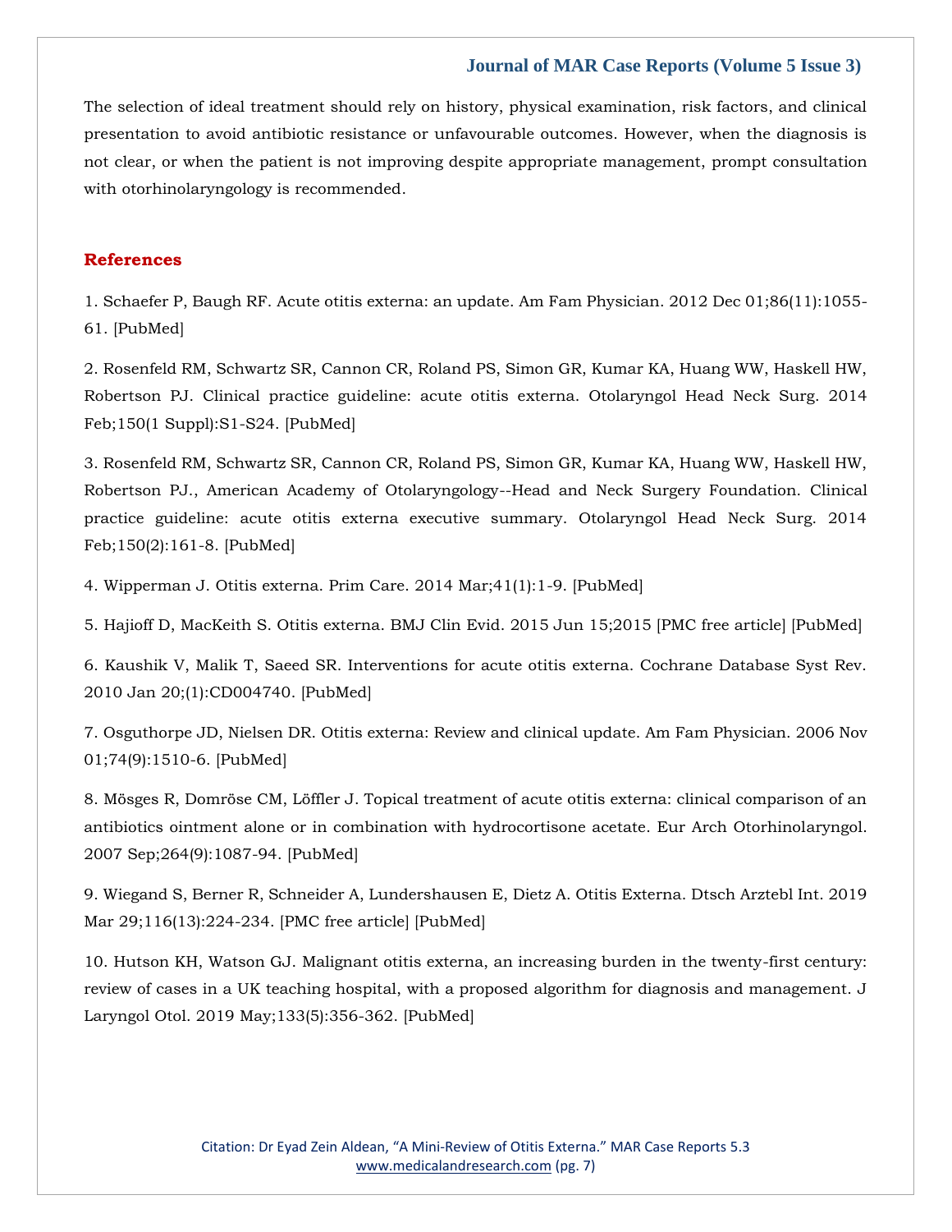The selection of ideal treatment should rely on history, physical examination, risk factors, and clinical presentation to avoid antibiotic resistance or unfavourable outcomes. However, when the diagnosis is not clear, or when the patient is not improving despite appropriate management, prompt consultation with otorhinolaryngology is recommended.

## References

1. Schaefer P, Baugh RF. Acute otitis externa: an update. Am Fam Physician. 2012 Dec 01;86(11):1055-61. [PubMed]

2. Rosenfeld RM, Schwartz SR, Cannon CR, Roland PS, Simon GR, Kumar KA, Huang WW, Haskell HW, Robertson PJ. Clinical practice guideline: acute otitis externa. Otolaryngol Head Neck Surg. 2014 Feb;150(1 Suppl):S1-S24. [PubMed]

3. Rosenfeld RM, Schwartz SR, Cannon CR, Roland PS, Simon GR, Kumar KA, Huang WW, Haskell HW, Robertson PJ., American Academy of Otolaryngology--Head and Neck Surgery Foundation. Clinical practice guideline: acute otitis externa executive summary. Otolaryngol Head Neck Surg. 2014 Feb;150(2):161-8. [PubMed]

4. Wipperman J. Otitis externa. Prim Care. 2014 Mar;41(1):1-9. [PubMed]

5. Hajioff D, MacKeith S. Otitis externa. BMJ Clin Evid. 2015 Jun 15;2015 [PMC free article] [PubMed]

6. Kaushik V, Malik T, Saeed SR. Interventions for acute otitis externa. Cochrane Database Syst Rev. 2010 Jan 20;(1):CD004740. [PubMed]

7. Osguthorpe JD, Nielsen DR. Otitis externa: Review and clinical update. Am Fam Physician. 2006 Nov 01;74(9):1510-6. [PubMed]

8. Mösges R, Domröse CM, Löffler J. Topical treatment of acute otitis externa: clinical comparison of an antibiotics ointment alone or in combination with hydrocortisone acetate. Eur Arch Otorhinolaryngol. 2007 Sep;264(9):1087-94. [PubMed]

9. Wiegand S, Berner R, Schneider A, Lundershausen E, Dietz A. Otitis Externa. Dtsch Arztebl Int. 2019 Mar 29;116(13):224-234. [PMC free article] [PubMed]

10. Hutson KH, Watson GJ. Malignant otitis externa, an increasing burden in the twenty-first century: review of cases in a UK teaching hospital, with a proposed algorithm for diagnosis and management. J Laryngol Otol. 2019 May;133(5):356-362. [PubMed]